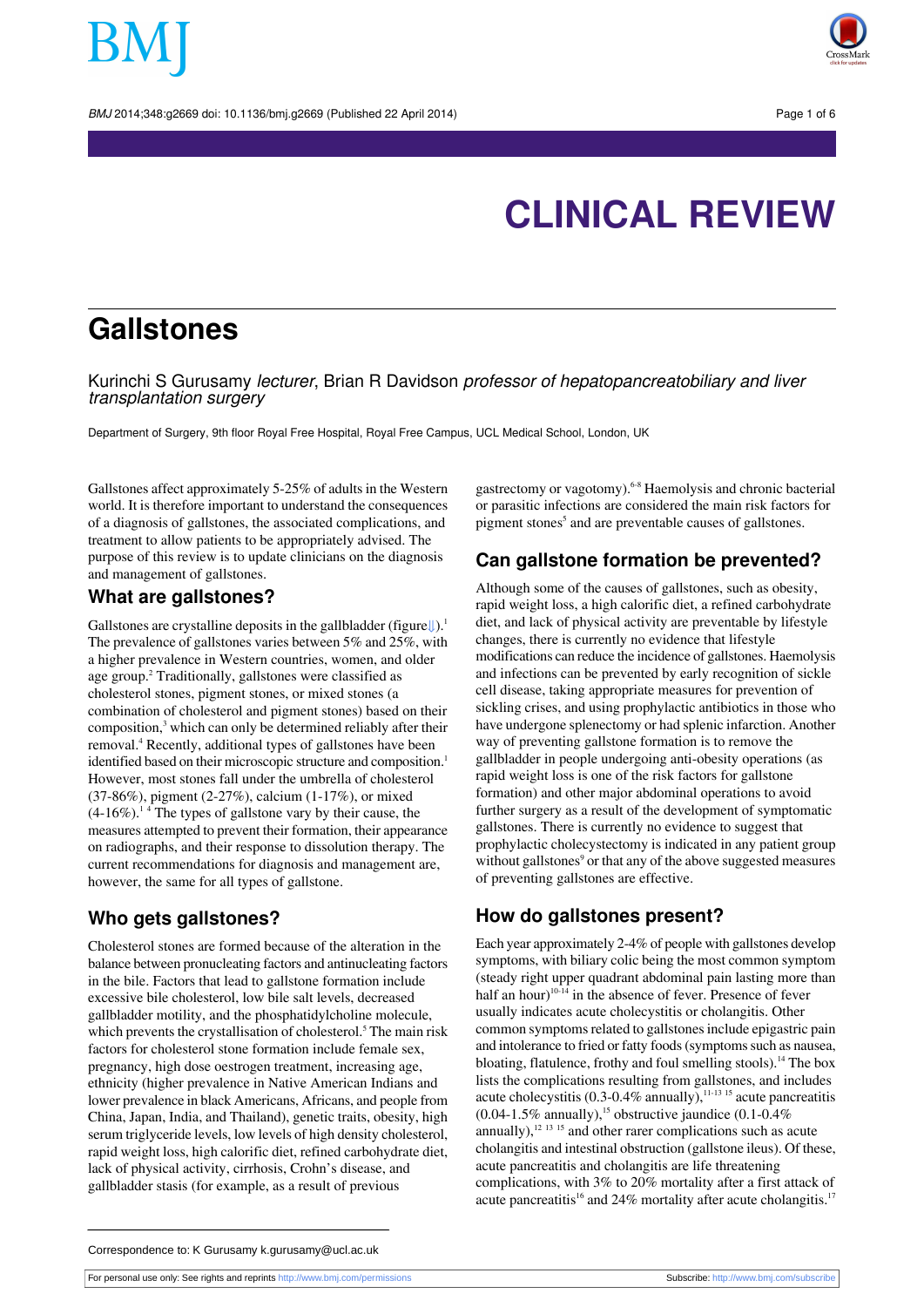# CLINICAL REVIEW

## Gallstones

Kurinchi S Gurusamy *lecturer*, Brian R Davidson *professor of hepatopancreatobiliary and liver transplantation surgery*

Department of Surgery, 9th floor Royal Free Hospital, Royal Free Campus, UCL Medical School, London, UK

Gallstones affect approximately 5-25% of adults in the Western world. It is therefore important to understand the consequences of a diagnosis of gallstones, the associated complications, and treatment to allow patients to be appropriately advised. The purpose of this review is to update clinicians on the diagnosis and management of gallstones.

### What are gallstones?

Gallstones are crystalline deposits in the gallbladder (figure⇓).[1] The prevalence of gallstones varies between 5% and 25%, with a higher prevalence in Western countries, women, and older age group.[2] Traditionally, gallstones were classified as cholesterol stones, pigment stones, or mixed stones (a combination of cholesterol and pigment stones) based on their composition,[3] which can only be determined reliably after their removal.[4] Recently, additional types of gallstones have been identified based on their microscopic structure and composition.[1] However, most stones fall under the umbrella of cholesterol (37-86%), pigment (2-27%), calcium (1-17%), or mixed (4-16%).[1 4] The types of gallstone vary by their cause, the measures attempted to prevent their formation, their appearance on radiographs, and their response to dissolution therapy. The current recommendations for diagnosis and management are, however, the same for all types of gallstone.

### Who gets gallstones?

Cholesterol stones are formed because of the alteration in the balance between pronucleating factors and antinucleating factors in the bile. Factors that lead to gallstone formation include excessive bile cholesterol, low bile salt levels, decreased gallbladder motility, and the phosphatidylcholine molecule, which prevents the crystallisation of cholesterol.[5] The main risk factors for cholesterol stone formation include female sex, pregnancy, high dose oestrogen treatment, increasing age, ethnicity (higher prevalence in Native American Indians and lower prevalence in black Americans, Africans, and people from China, Japan, India, and Thailand), genetic traits, obesity, high serum triglyceride levels, low levels of high density cholesterol, rapid weight loss, high calorific diet, refined carbohydrate diet, lack of physical activity, cirrhosis, Crohn's disease, and gallbladder stasis (for example, as a result of previous gastrectomy or vagotomy).[6-8] Haemolysis and chronic bacterial or parasitic infections are considered the main risk factors for pigment stones[5] and are preventable causes of gallstones.

### Can gallstone formation be prevented?

Although some of the causes of gallstones, such as obesity, rapid weight loss, a high calorific diet, a refined carbohydrate diet, and lack of physical activity are preventable by lifestyle changes, there is currently no evidence that lifestyle modifications can reduce the incidence of gallstones. Haemolysis and infections can be prevented by early recognition of sickle cell disease, taking appropriate measures for prevention of sickling crises, and using prophylactic antibiotics in those who have undergone splenectomy or had splenic infarction. Another way of preventing gallstone formation is to remove the gallbladder in people undergoing anti-obesity operations (as rapid weight loss is one of the risk factors for gallstone formation) and other major abdominal operations to avoid further surgery as a result of the development of symptomatic gallstones. There is currently no evidence to suggest that prophylactic cholecystectomy is indicated in any patient group without gallstones[9] or that any of the above suggested measures of preventing gallstones are effective.

### How do gallstones present?

Each year approximately 2-4% of people with gallstones develop symptoms, with biliary colic being the most common symptom (steady right upper quadrant abdominal pain lasting more than half an hour)[10-14] in the absence of fever. Presence of fever usually indicates acute cholecystitis or cholangitis. Other common symptoms related to gallstones include epigastric pain and intolerance to fried or fatty foods (symptoms such as nausea, bloating, flatulence, frothy and foul smelling stools).[14] The box lists the complications resulting from gallstones, and includes acute cholecystitis (0.3-0.4% annually),[11-13 15] acute pancreatitis (0.04-1.5% annually),[15] obstructive jaundice (0.1-0.4% annually),[12 13 15] and other rarer complications such as acute cholangitis and intestinal obstruction (gallstone ileus). Of these, acute pancreatitis and cholangitis are life threatening complications, with 3% to 20% mortality after a first attack of acute pancreatitis[16] and 24% mortality after acute cholangitis.[17]

Correspondence to: K Gurusamy k.gurusamy@ucl.ac.uk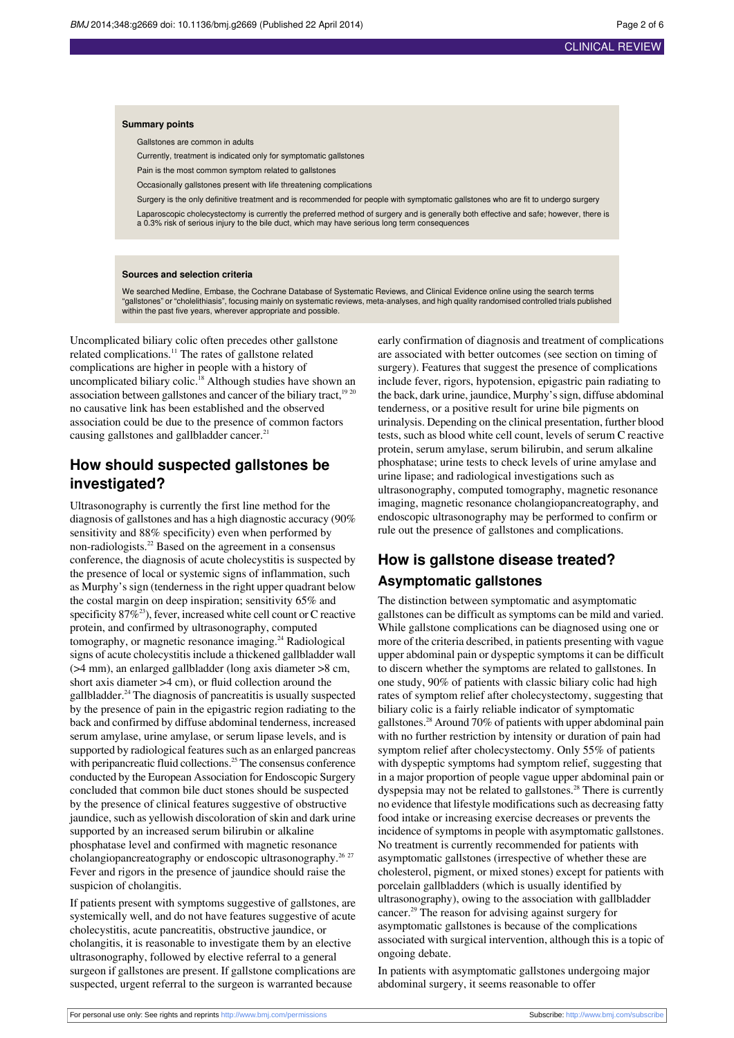**Summary points**

Gallstones are common in adults

Currently, treatment is indicated only for symptomatic gallstones

Pain is the most common symptom related to gallstones

Occasionally gallstones present with life threatening complications

Surgery is the only definitive treatment and is recommended for people with symptomatic gallstones who are fit to undergo surgery

Laparoscopic cholecystectomy is currently the preferred method of surgery and is generally both effective and safe; however, there is a 0.3% risk of serious injury to the bile duct, which may have serious long term consequences

**Sources and selection criteria**

We searched Medline, Embase, the Cochrane Database of Systematic Reviews, and Clinical Evidence online using the search terms "gallstones" or "cholelithiasis", focusing mainly on systematic reviews, meta-analyses, and high quality randomised controlled trials published within the past five years, wherever appropriate and possible.

Uncomplicated biliary colic often precedes other gallstone related complications.[11] The rates of gallstone related complications are higher in people with a history of uncomplicated biliary colic.[18] Although studies have shown an association between gallstones and cancer of the biliary tract,[19,20] no causative link has been established and the observed association could be due to the presence of common factors causing gallstones and gallbladder cancer.[21]

## How should suspected gallstones be investigated?

Ultrasonography is currently the first line method for the diagnosis of gallstones and has a high diagnostic accuracy (90% sensitivity and 88% specificity) even when performed by non-radiologists.[22] Based on the agreement in a consensus conference, the diagnosis of acute cholecystitis is suspected by the presence of local or systemic signs of inflammation, such as Murphy's sign (tenderness in the right upper quadrant below the costal margin on deep inspiration; sensitivity 65% and specificity 87%[23]), fever, increased white cell count or C reactive protein, and confirmed by ultrasonography, computed tomography, or magnetic resonance imaging.[24] Radiological signs of acute cholecystitis include a thickened gallbladder wall (>4 mm), an enlarged gallbladder (long axis diameter >8 cm, short axis diameter >4 cm), or fluid collection around the gallbladder.[24] The diagnosis of pancreatitis is usually suspected by the presence of pain in the epigastric region radiating to the back and confirmed by diffuse abdominal tenderness, increased serum amylase, urine amylase, or serum lipase levels, and is supported by radiological features such as an enlarged pancreas with peripancreatic fluid collections.[25] The consensus conference conducted by the European Association for Endoscopic Surgery concluded that common bile duct stones should be suspected by the presence of clinical features suggestive of obstructive jaundice, such as yellowish discoloration of skin and dark urine supported by an increased serum bilirubin or alkaline phosphatase level and confirmed with magnetic resonance cholangiopancreatography or endoscopic ultrasonography.[26,27] Fever and rigors in the presence of jaundice should raise the suspicion of cholangitis.

If patients present with symptoms suggestive of gallstones, are systemically well, and do not have features suggestive of acute cholecystitis, acute pancreatitis, obstructive jaundice, or cholangitis, it is reasonable to investigate them by an elective ultrasonography, followed by elective referral to a general surgeon if gallstones are present. If gallstone complications are suspected, urgent referral to the surgeon is warranted because early confirmation of diagnosis and treatment of complications are associated with better outcomes (see section on timing of surgery). Features that suggest the presence of complications include fever, rigors, hypotension, epigastric pain radiating to the back, dark urine, jaundice, Murphy's sign, diffuse abdominal tenderness, or a positive result for urine bile pigments on urinalysis. Depending on the clinical presentation, further blood tests, such as blood white cell count, levels of serum C reactive protein, serum amylase, serum bilirubin, and serum alkaline phosphatase; urine tests to check levels of urine amylase and urine lipase; and radiological investigations such as ultrasonography, computed tomography, magnetic resonance imaging, magnetic resonance cholangiopancreatography, and endoscopic ultrasonography may be performed to confirm or rule out the presence of gallstones and complications.

## How is gallstone disease treated?

### Asymptomatic gallstones

The distinction between symptomatic and asymptomatic gallstones can be difficult as symptoms can be mild and varied. While gallstone complications can be diagnosed using one or more of the criteria described, in patients presenting with vague upper abdominal pain or dyspeptic symptoms it can be difficult to discern whether the symptoms are related to gallstones. In one study, 90% of patients with classic biliary colic had high rates of symptom relief after cholecystectomy, suggesting that biliary colic is a fairly reliable indicator of symptomatic gallstones.[28] Around 70% of patients with upper abdominal pain with no further restriction by intensity or duration of pain had symptom relief after cholecystectomy. Only 55% of patients with dyspeptic symptoms had symptom relief, suggesting that in a major proportion of people vague upper abdominal pain or dyspepsia may not be related to gallstones.[28] There is currently no evidence that lifestyle modifications such as decreasing fatty food intake or increasing exercise decreases or prevents the incidence of symptoms in people with asymptomatic gallstones. No treatment is currently recommended for patients with asymptomatic gallstones (irrespective of whether these are cholesterol, pigment, or mixed stones) except for patients with porcelain gallbladders (which is usually identified by ultrasonography), owing to the association with gallbladder cancer.[29] The reason for advising against surgery for asymptomatic gallstones is because of the complications associated with surgical intervention, although this is a topic of ongoing debate.

In patients with asymptomatic gallstones undergoing major abdominal surgery, it seems reasonable to offer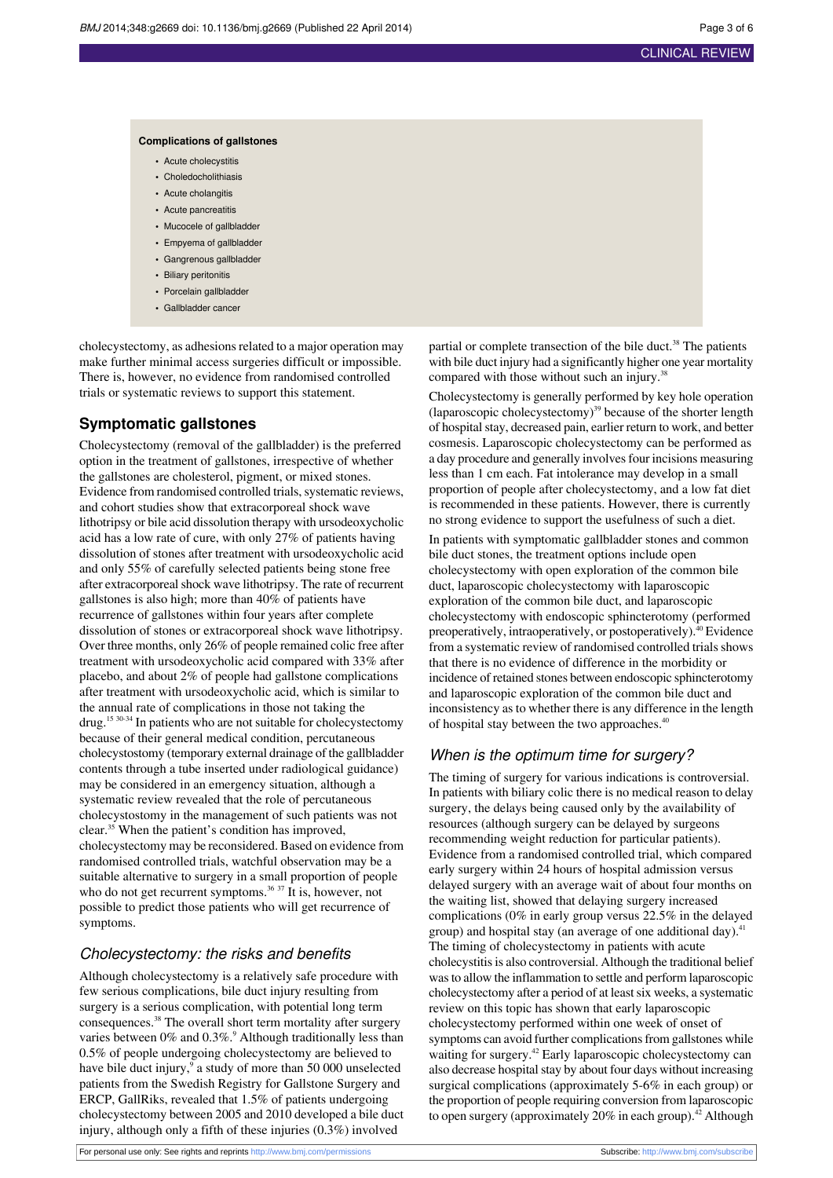**Complications of gallstones**

- Acute cholecystitis
- Choledocholithiasis
- Acute cholangitis
- Acute pancreatitis
- Mucocele of gallbladder
- Empyema of gallbladder
- Gangrenous gallbladder
- Biliary peritonitis
- Porcelain gallbladder
- Gallbladder cancer

cholecystectomy, as adhesions related to a major operation may make further minimal access surgeries difficult or impossible. There is, however, no evidence from randomised controlled trials or systematic reviews to support this statement.

## Symptomatic gallstones

Cholecystectomy (removal of the gallbladder) is the preferred option in the treatment of gallstones, irrespective of whether the gallstones are cholesterol, pigment, or mixed stones. Evidence from randomised controlled trials, systematic reviews, and cohort studies show that extracorporeal shock wave lithotripsy or bile acid dissolution therapy with ursodeoxycholic acid has a low rate of cure, with only 27% of patients having dissolution of stones after treatment with ursodeoxycholic acid and only 55% of carefully selected patients being stone free after extracorporeal shock wave lithotripsy. The rate of recurrent gallstones is also high; more than 40% of patients have recurrence of gallstones within four years after complete dissolution of stones or extracorporeal shock wave lithotripsy. Over three months, only 26% of people remained colic free after treatment with ursodeoxycholic acid compared with 33% after placebo, and about 2% of people had gallstone complications after treatment with ursodeoxycholic acid, which is similar to the annual rate of complications in those not taking the drug.[15 30-34] In patients who are not suitable for cholecystectomy because of their general medical condition, percutaneous cholecystostomy (temporary external drainage of the gallbladder contents through a tube inserted under radiological guidance) may be considered in an emergency situation, although a systematic review revealed that the role of percutaneous cholecystostomy in the management of such patients was not clear.[35] When the patient's condition has improved, cholecystectomy may be reconsidered. Based on evidence from randomised controlled trials, watchful observation may be a suitable alternative to surgery in a small proportion of people who do not get recurrent symptoms.[36 37] It is, however, not possible to predict those patients who will get recurrence of symptoms.

### *Cholecystectomy: the risks and benefits*

Although cholecystectomy is a relatively safe procedure with few serious complications, bile duct injury resulting from surgery is a serious complication, with potential long term consequences.[38] The overall short term mortality after surgery varies between 0% and 0.3%.[9] Although traditionally less than 0.5% of people undergoing cholecystectomy are believed to have bile duct injury,[9] a study of more than 50 000 unselected patients from the Swedish Registry for Gallstone Surgery and ERCP, GallRiks, revealed that 1.5% of patients undergoing cholecystectomy between 2005 and 2010 developed a bile duct injury, although only a fifth of these injuries (0.3%) involved partial or complete transection of the bile duct.[38] The patients with bile duct injury had a significantly higher one year mortality compared with those without such an injury.[38]

Cholecystectomy is generally performed by key hole operation (laparoscopic cholecystectomy)[39] because of the shorter length of hospital stay, decreased pain, earlier return to work, and better cosmesis. Laparoscopic cholecystectomy can be performed as a day procedure and generally involves four incisions measuring less than 1 cm each. Fat intolerance may develop in a small proportion of people after cholecystectomy, and a low fat diet is recommended in these patients. However, there is currently no strong evidence to support the usefulness of such a diet.

In patients with symptomatic gallbladder stones and common bile duct stones, the treatment options include open cholecystectomy with open exploration of the common bile duct, laparoscopic cholecystectomy with laparoscopic exploration of the common bile duct, and laparoscopic cholecystectomy with endoscopic sphincterotomy (performed preoperatively, intraoperatively, or postoperatively).[40] Evidence from a systematic review of randomised controlled trials shows that there is no evidence of difference in the morbidity or incidence of retained stones between endoscopic sphincterotomy and laparoscopic exploration of the common bile duct and inconsistency as to whether there is any difference in the length of hospital stay between the two approaches.[40]

### *When is the optimum time for surgery?*

The timing of surgery for various indications is controversial. In patients with biliary colic there is no medical reason to delay surgery, the delays being caused only by the availability of resources (although surgery can be delayed by surgeons recommending weight reduction for particular patients). Evidence from a randomised controlled trial, which compared early surgery within 24 hours of hospital admission versus delayed surgery with an average wait of about four months on the waiting list, showed that delaying surgery increased complications (0% in early group versus 22.5% in the delayed group) and hospital stay (an average of one additional day).[41] The timing of cholecystectomy in patients with acute cholecystitis is also controversial. Although the traditional belief was to allow the inflammation to settle and perform laparoscopic cholecystectomy after a period of at least six weeks, a systematic review on this topic has shown that early laparoscopic cholecystectomy performed within one week of onset of symptoms can avoid further complications from gallstones while waiting for surgery.[42] Early laparoscopic cholecystectomy can also decrease hospital stay by about four days without increasing surgical complications (approximately 5-6% in each group) or the proportion of people requiring conversion from laparoscopic to open surgery (approximately 20% in each group).[42] Although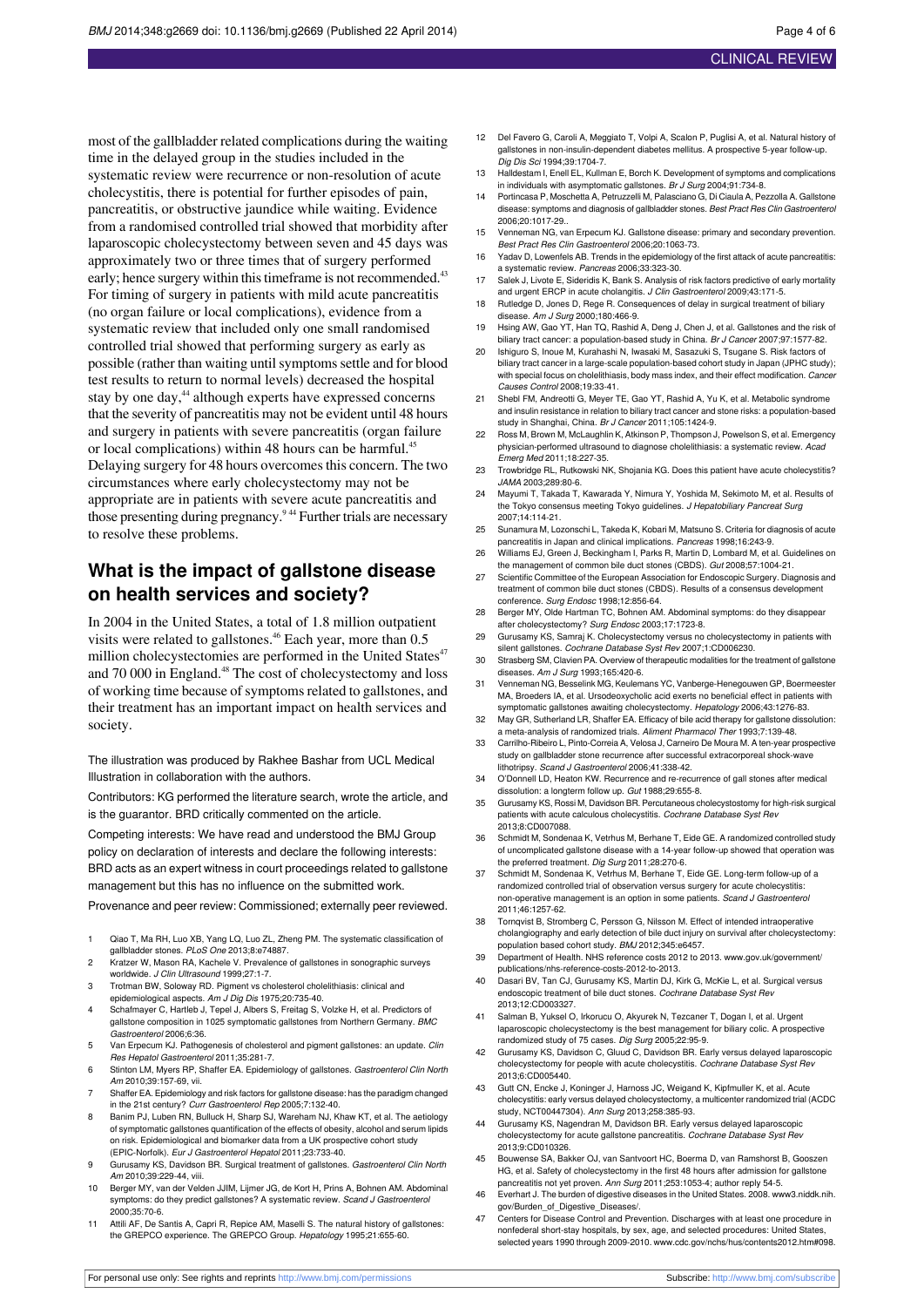most of the gallbladder related complications during the waiting time in the delayed group in the studies included in the systematic review were recurrence or non-resolution of acute cholecystitis, there is potential for further episodes of pain, pancreatitis, or obstructive jaundice while waiting. Evidence from a randomised controlled trial showed that morbidity after laparoscopic cholecystectomy between seven and 45 days was approximately two or three times that of surgery performed early; hence surgery within this timeframe is not recommended.[43] For timing of surgery in patients with mild acute pancreatitis (no organ failure or local complications), evidence from a systematic review that included only one small randomised controlled trial showed that performing surgery as early as possible (rather than waiting until symptoms settle and for blood test results to return to normal levels) decreased the hospital stay by one day,[44] although experts have expressed concerns that the severity of pancreatitis may not be evident until 48 hours and surgery in patients with severe pancreatitis (organ failure or local complications) within 48 hours can be harmful.[45] Delaying surgery for 48 hours overcomes this concern. The two circumstances where early cholecystectomy may not be appropriate are in patients with severe acute pancreatitis and those presenting during pregnancy.[9 44] Further trials are necessary to resolve these problems.

## What is the impact of gallstone disease on health services and society?

In 2004 in the United States, a total of 1.8 million outpatient visits were related to gallstones.[46] Each year, more than 0.5 million cholecystectomies are performed in the United States[47] and 70 000 in England.[48] The cost of cholecystectomy and loss of working time because of symptoms related to gallstones, and their treatment has an important impact on health services and society.

The illustration was produced by Rakhee Bashar from UCL Medical Illustration in collaboration with the authors.

Contributors: KG performed the literature search, wrote the article, and is the guarantor. BRD critically commented on the article.

Competing interests: We have read and understood the BMJ Group policy on declaration of interests and declare the following interests: BRD acts as an expert witness in court proceedings related to gallstone management but this has no influence on the submitted work.

Provenance and peer review: Commissioned; externally peer reviewed.

1. Qiao T, Ma RH, Luo XB, Yang LQ, Luo ZL, Zheng PM. The systematic classification of gallbladder stones. *PLoS One* 2013;8:e74887.
2. Kratzer W, Mason RA, Kachele V. Prevalence of gallstones in sonographic surveys worldwide. *J Clin Ultrasound* 1999;27:1-7.
3. Trotman BW, Soloway RD. Pigment vs cholesterol cholelithiasis: clinical and epidemiological aspects. *Am J Dig Dis* 1975;20:735-40.
4. Schafmayer C, Hartleb J, Tepel J, Albers S, Freitag S, Volzke H, et al. Predictors of gallstone composition in 1025 symptomatic gallstones from Northern Germany. *BMC Gastroenterol* 2006;6:36.
5. Van Erpecum KJ. Pathogenesis of cholesterol and pigment gallstones: an update. *Clin Res Hepatol Gastroenterol* 2011;35:281-7.
6. Stinton LM, Myers RP, Shaffer EA. Epidemiology of gallstones. *Gastroenterol Clin North Am* 2010;39:157-69, vii.
7. Shaffer EA. Epidemiology and risk factors for gallstone disease: has the paradigm changed in the 21st century? *Curr Gastroenterol Rep* 2005;7:132-40.
8. Banim PJ, Luben RN, Bulluck H, Sharp SJ, Wareham NJ, Khaw KT, et al. The aetiology of symptomatic gallstones quantification of the effects of obesity, alcohol and serum lipids on risk. Epidemiological and biomarker data from a UK prospective cohort study (EPIC-Norfolk). *Eur J Gastroenterol Hepatol* 2011;23:733-40.
9. Gurusamy KS, Davidson BR. Surgical treatment of gallstones. *Gastroenterol Clin North Am* 2010;39:229-44, viii.
10. Berger MY, van der Velden JJIM, Lijmer JG, de Kort H, Prins A, Bohnen AM. Abdominal symptoms: do they predict gallstones? A systematic review. *Scand J Gastroenterol* 2000;35:70-6.
11. Attili AF, De Santis A, Capri R, Repice AM, Maselli S. The natural history of gallstones: the GREPCO experience. The GREPCO Group. *Hepatology* 1995;21:655-60.
12. Del Favero G, Caroli A, Meggiato T, Volpi A, Scalon P, Puglisi A, et al. Natural history of gallstones in non-insulin-dependent diabetes mellitus. A prospective 5-year follow-up. *Dig Dis Sci* 1994;39:1704-7.
13. Halldestam I, Enell EL, Kullman E, Borch K. Development of symptoms and complications in individuals with asymptomatic gallstones. *Br J Surg* 2004;91:734-8.
14. Portincasa P, Moschetta A, Petruzzelli M, Palasciano G, Di Ciaula A, Pezzolla A. Gallstone disease: symptoms and diagnosis of gallbladder stones. *Best Pract Res Clin Gastroenterol* 2006;20:1017-29..
15. Venneman NG, van Erpecum KJ. Gallstone disease: primary and secondary prevention. *Best Pract Res Clin Gastroenterol* 2006;20:1063-73.
16. Yadav D, Lowenfels AB. Trends in the epidemiology of the first attack of acute pancreatitis: a systematic review. *Pancreas* 2006;33:323-30.
17. Salek J, Livote E, Sideridis K, Bank S. Analysis of risk factors predictive of early mortality and urgent ERCP in acute cholangitis. *J Clin Gastroenterol* 2009;43:171-5.
18. Rutledge D, Jones D, Rege R. Consequences of delay in surgical treatment of biliary disease. *Am J Surg* 2000;180:466-9.
19. Hsing AW, Gao YT, Han TQ, Rashid A, Deng J, Chen J, et al. Gallstones and the risk of biliary tract cancer: a population-based study in China. *Br J Cancer* 2007;97:1577-82.
20. Ishiguro S, Inoue M, Kurahashi N, Iwasaki M, Sasazuki S, Tsugane S. Risk factors of biliary tract cancer in a large-scale population-based cohort study in Japan (JPHC study); with special focus on cholelithiasis, body mass index, and their effect modification. *Cancer Causes Control* 2008;19:33-41.
21. Shebl FM, Andreotti G, Meyer TE, Gao YT, Rashid A, Yu K, et al. Metabolic syndrome and insulin resistance in relation to biliary tract cancer and stone risks: a population-based study in Shanghai, China. *Br J Cancer* 2011;105:1424-9.
22. Ross M, Brown M, McLaughlin K, Atkinson P, Thompson J, Powelson S, et al. Emergency physician-performed ultrasound to diagnose cholelithiasis: a systematic review. *Acad Emerg Med* 2011;18:227-35.
23. Trowbridge RL, Rutkowski NK, Shojania KG. Does this patient have acute cholecystitis? *JAMA* 2003;289:80-6.
24. Mayumi T, Takada T, Kawarada Y, Nimura Y, Yoshida M, Sekimoto M, et al. Results of the Tokyo consensus meeting Tokyo guidelines. *J Hepatobiliary Pancreat Surg* 2007;14:114-21.
25. Sunamura M, Lozonschi L, Takeda K, Kobari M, Matsuno S. Criteria for diagnosis of acute pancreatitis in Japan and clinical implications. *Pancreas* 1998;16:243-9.
26. Williams EJ, Green J, Beckingham I, Parks R, Martin D, Lombard M, et al. Guidelines on the management of common bile duct stones (CBDS). *Gut* 2008;57:1004-21.
27. Scientific Committee of the European Association for Endoscopic Surgery. Diagnosis and treatment of common bile duct stones (CBDS). Results of a consensus development conference. *Surg Endosc* 1998;12:856-64.
28. Berger MY, Olde Hartman TC, Bohnen AM. Abdominal symptoms: do they disappear after cholecystectomy? *Surg Endosc* 2003;17:1723-8.
29. Gurusamy KS, Samraj K. Cholecystectomy versus no cholecystectomy in patients with silent gallstones. *Cochrane Database Syst Rev* 2007;1:CD006230.
30. Strasberg SM, Clavien PA. Overview of therapeutic modalities for the treatment of gallstone diseases. *Am J Surg* 1993;165:420-6.
31. Venneman NG, Besselink MG, Keulemans YC, Vanberge-Henegouwen GP, Boermeester MA, Broeders IA, et al. Ursodeoxycholic acid exerts no beneficial effect in patients with symptomatic gallstones awaiting cholecystectomy. *Hepatology* 2006;43:1276-83.
32. May GR, Sutherland LR, Shaffer EA. Efficacy of bile acid therapy for gallstone dissolution: a meta-analysis of randomized trials. *Aliment Pharmacol Ther* 1993;7:139-48.
33. Carrilho-Ribeiro L, Pinto-Correia A, Velosa J, Carneiro De Moura M. A ten-year prospective study on gallbladder stone recurrence after successful extracorporeal shock-wave lithotripsy. *Scand J Gastroenterol* 2006;41:338-42.
34. O'Donnell LD, Heaton KW. Recurrence and re-recurrence of gall stones after medical dissolution: a longterm follow up. *Gut* 1988;29:655-8.
35. Gurusamy KS, Rossi M, Davidson BR. Percutaneous cholecystostomy for high-risk surgical patients with acute calculous cholecystitis. *Cochrane Database Syst Rev* 2013;8:CD007088.
36. Schmidt M, Sondenaa K, Vetrhus M, Berhane T, Eide GE. A randomized controlled study of uncomplicated gallstone disease with a 14-year follow-up showed that operation was the preferred treatment. *Dig Surg* 2011;28:270-6.
37. Schmidt M, Sondenaa K, Vetrhus M, Berhane T, Eide GE. Long-term follow-up of a randomized controlled trial of observation versus surgery for acute cholecystitis: non-operative management is an option in some patients. *Scand J Gastroenterol* 2011;46:1257-62.
38. Tornqvist B, Stromberg C, Persson G, Nilsson M. Effect of intended intraoperative cholangiography and early detection of bile duct injury on survival after cholecystectomy: population based cohort study. *BMJ* 2012;345:e6457.
39. Department of Health. NHS reference costs 2012 to 2013. www.gov.uk/government/publications/nhs-reference-costs-2012-to-2013.
40. Dasari BV, Tan CJ, Gurusamy KS, Martin DJ, Kirk G, McKie L, et al. Surgical versus endoscopic treatment of bile duct stones. *Cochrane Database Syst Rev* 2013;12:CD003327.
41. Salman B, Yuksel O, Irkorucu O, Akyurek N, Tezcaner T, Dogan I, et al. Urgent laparoscopic cholecystectomy is the best management for biliary colic. A prospective randomized study of 75 cases. *Dig Surg* 2005;22:95-9.
42. Gurusamy KS, Davidson C, Gluud C, Davidson BR. Early versus delayed laparoscopic cholecystectomy for people with acute cholecystitis. *Cochrane Database Syst Rev* 2013;6:CD005440.
43. Gutt CN, Encke J, Koninger J, Harnoss JC, Weigand K, Kipfmuller K, et al. Acute cholecystitis: early versus delayed cholecystectomy, a multicenter randomized trial (ACDC study, NCT00447304). *Ann Surg* 2013;258:385-93.
44. Gurusamy KS, Nagendran M, Davidson BR. Early versus delayed laparoscopic cholecystectomy for acute gallstone pancreatitis. *Cochrane Database Syst Rev* 2013;9:CD010326.
45. Bouwense SA, Bakker OJ, van Santvoort HC, Boerma D, van Ramshorst B, Gooszen HG, et al. Safety of cholecystectomy in the first 48 hours after admission for gallstone pancreatitis not yet proven. *Ann Surg* 2011;253:1053-4; author reply 54-5.
46. Everhart J. The burden of digestive diseases in the United States. 2008. www3.niddk.nih.gov/Burden_of_Digestive_Diseases/.
47. Centers for Disease Control and Prevention. Discharges with at least one procedure in nonfederal short-stay hospitals, by sex, age, and selected procedures: United States, selected years 1990 through 2009-2010. www.cdc.gov/nchs/hus/contents2012.htm#098.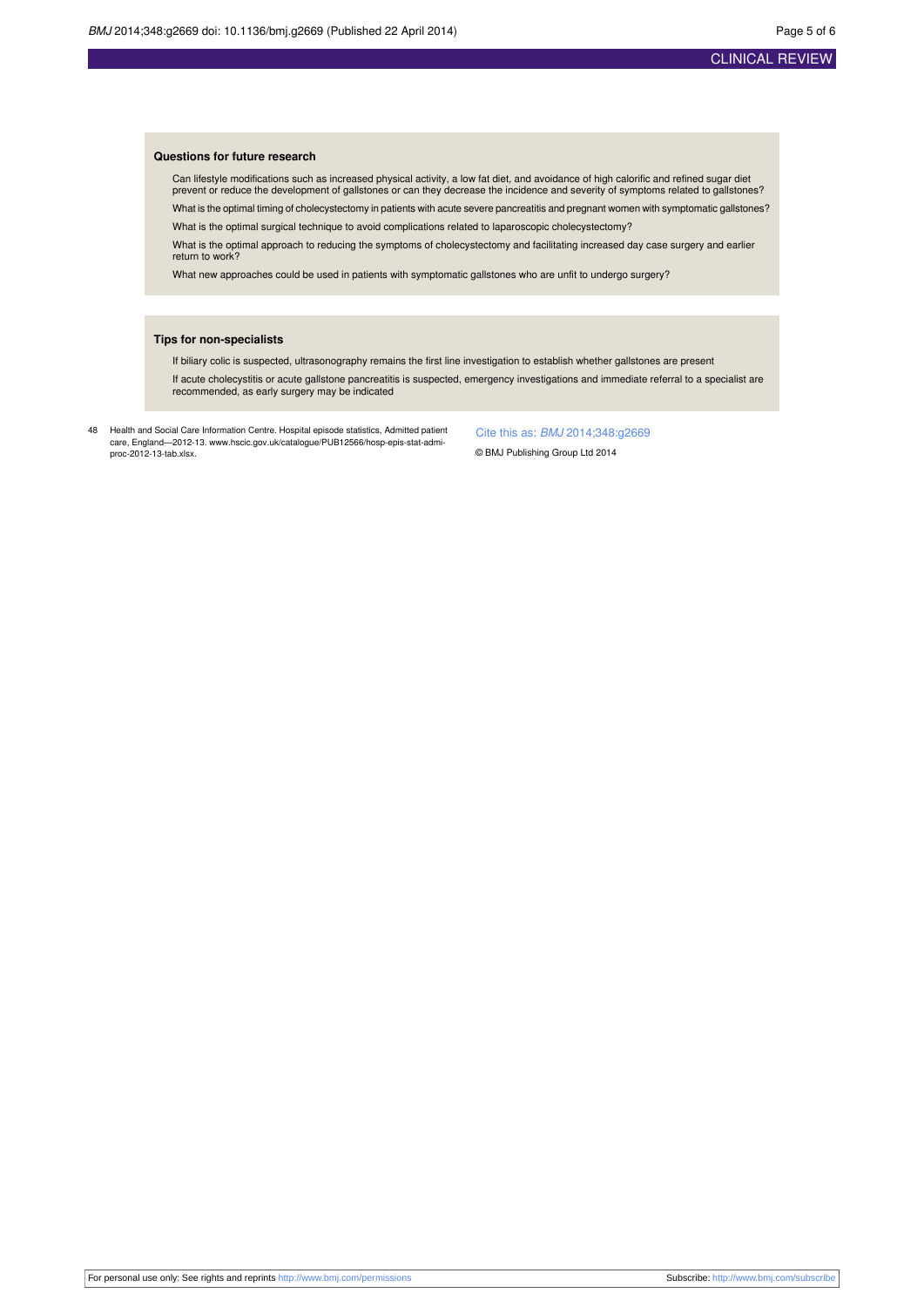### Questions for future research

Can lifestyle modifications such as increased physical activity, a low fat diet, and avoidance of high calorific and refined sugar diet prevent or reduce the development of gallstones or can they decrease the incidence and severity of symptoms related to gallstones?

What is the optimal timing of cholecystectomy in patients with acute severe pancreatitis and pregnant women with symptomatic gallstones?

What is the optimal surgical technique to avoid complications related to laparoscopic cholecystectomy?

What is the optimal approach to reducing the symptoms of cholecystectomy and facilitating increased day case surgery and earlier return to work?

What new approaches could be used in patients with symptomatic gallstones who are unfit to undergo surgery?

### Tips for non-specialists

If biliary colic is suspected, ultrasonography remains the first line investigation to establish whether gallstones are present

If acute cholecystitis or acute gallstone pancreatitis is suspected, emergency investigations and immediate referral to a specialist are recommended, as early surgery may be indicated

48 Health and Social Care Information Centre. Hospital episode statistics, Admitted patient care, England—2012-13. www.hscic.gov.uk/catalogue/PUB12566/hosp-epis-stat-admi-proc-2012-13-tab.xlsx.

Cite this as: *BMJ* 2014;348:g2669

© BMJ Publishing Group Ltd 2014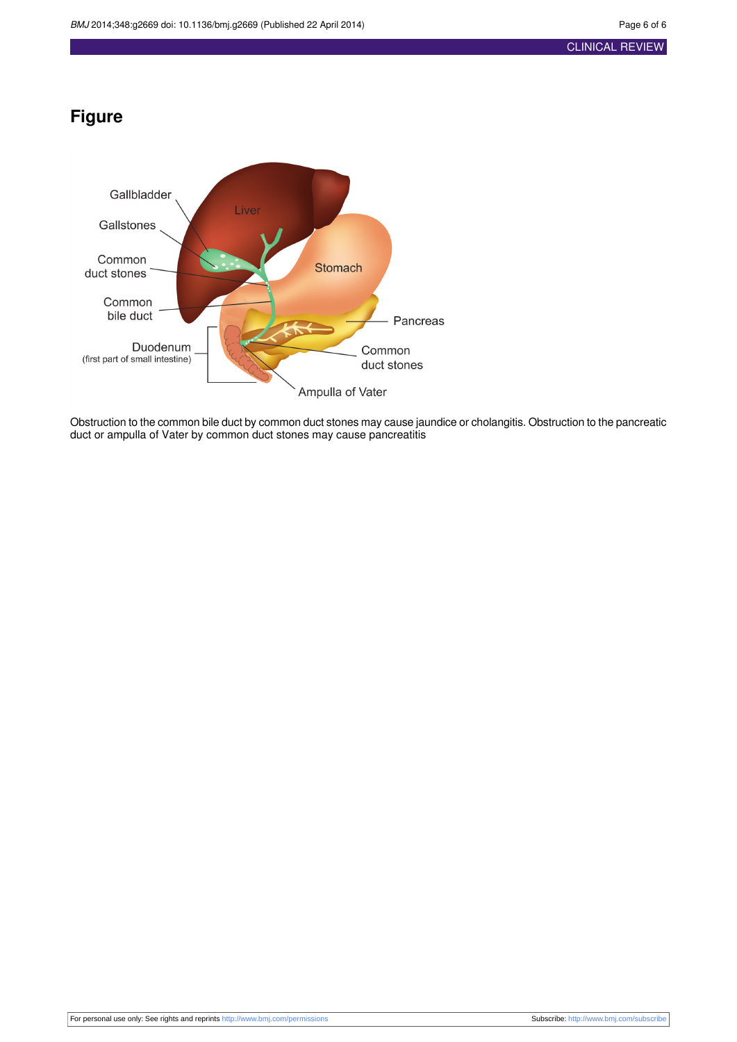## Figure

Gallbladder

Gallstones

Common duct stones

Common bile duct

Duodenum (first part of small intestine)

Liver

Stomach

Pancreas

Common duct stones

Ampulla of Vater

Obstruction to the common bile duct by common duct stones may cause jaundice or cholangitis. Obstruction to the pancreatic duct or ampulla of Vater by common duct stones may cause pancreatitis